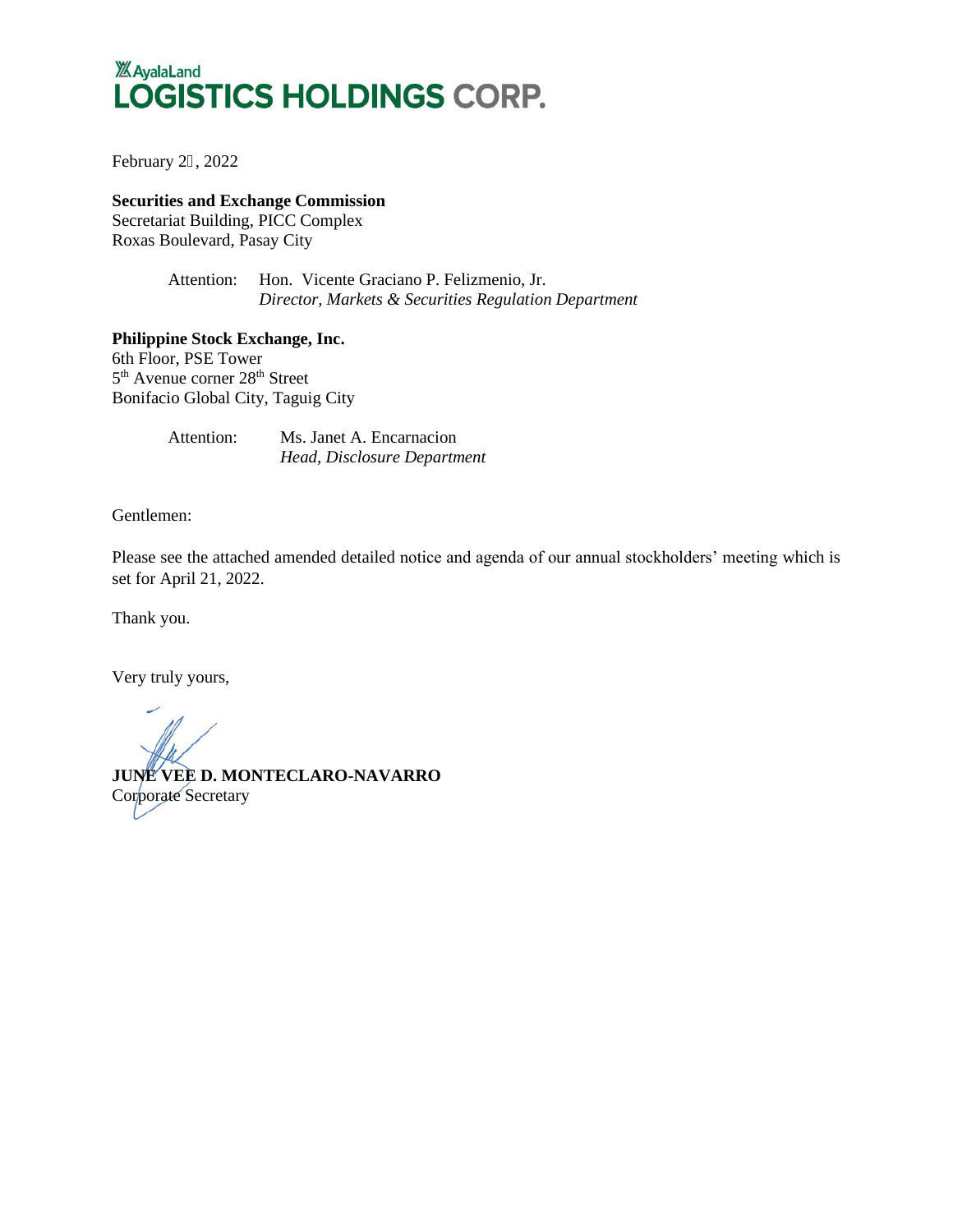AyalaLand
# LOGISTICS HOLDINGS CORP.

February 2, 2022

**Securities and Exchange Commission**
Secretariat Building, PICC Complex
Roxas Boulevard, Pasay City

Attention: Hon. Vicente Graciano P. Felizmenio, Jr.
*Director, Markets & Securities Regulation Department*

**Philippine Stock Exchange, Inc.**
6th Floor, PSE Tower
5th Avenue corner 28th Street
Bonifacio Global City, Taguig City

Attention: Ms. Janet A. Encarnacion
*Head, Disclosure Department*

Gentlemen:

Please see the attached amended detailed notice and agenda of our annual stockholders' meeting which is set for April 21, 2022.

Thank you.

Very truly yours,

**JUNE VEE D. MONTECLARO-NAVARRO**
Corporate Secretary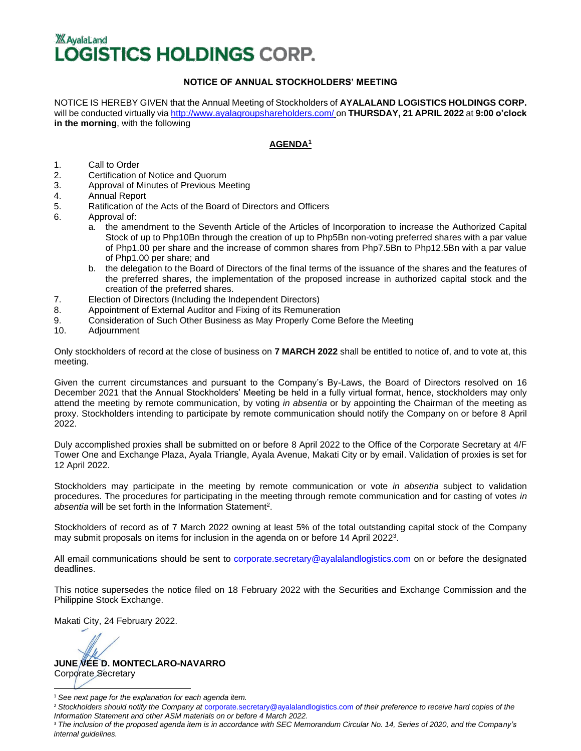# AyalaLand LOGISTICS HOLDINGS CORP.

## NOTICE OF ANNUAL STOCKHOLDERS' MEETING

NOTICE IS HEREBY GIVEN that the Annual Meeting of Stockholders of **AYALALAND LOGISTICS HOLDINGS CORP.** will be conducted virtually via http://www.ayalagroupshareholders.com/ on **THURSDAY, 21 APRIL 2022** at **9:00 o'clock in the morning**, with the following

### AGENDA[1]

1. Call to Order
2. Certification of Notice and Quorum
3. Approval of Minutes of Previous Meeting
4. Annual Report
5. Ratification of the Acts of the Board of Directors and Officers
6. Approval of:
   a. the amendment to the Seventh Article of the Articles of Incorporation to increase the Authorized Capital Stock of up to Php10Bn through the creation of up to Php5Bn non-voting preferred shares with a par value of Php1.00 per share and the increase of common shares from Php7.5Bn to Php12.5Bn with a par value of Php1.00 per share; and
   b. the delegation to the Board of Directors of the final terms of the issuance of the shares and the features of the preferred shares, the implementation of the proposed increase in authorized capital stock and the creation of the preferred shares.
7. Election of Directors (Including the Independent Directors)
8. Appointment of External Auditor and Fixing of its Remuneration
9. Consideration of Such Other Business as May Properly Come Before the Meeting
10. Adjournment

Only stockholders of record at the close of business on **7 MARCH 2022** shall be entitled to notice of, and to vote at, this meeting.

Given the current circumstances and pursuant to the Company's By-Laws, the Board of Directors resolved on 16 December 2021 that the Annual Stockholders' Meeting be held in a fully virtual format, hence, stockholders may only attend the meeting by remote communication, by voting *in absentia* or by appointing the Chairman of the meeting as proxy. Stockholders intending to participate by remote communication should notify the Company on or before 8 April 2022.

Duly accomplished proxies shall be submitted on or before 8 April 2022 to the Office of the Corporate Secretary at 4/F Tower One and Exchange Plaza, Ayala Triangle, Ayala Avenue, Makati City or by email. Validation of proxies is set for 12 April 2022.

Stockholders may participate in the meeting by remote communication or vote *in absentia* subject to validation procedures. The procedures for participating in the meeting through remote communication and for casting of votes *in absentia* will be set forth in the Information Statement[2].

Stockholders of record as of 7 March 2022 owning at least 5% of the total outstanding capital stock of the Company may submit proposals on items for inclusion in the agenda on or before 14 April 2022[3].

All email communications should be sent to corporate.secretary@ayalalandlogistics.com on or before the designated deadlines.

This notice supersedes the notice filed on 18 February 2022 with the Securities and Exchange Commission and the Philippine Stock Exchange.

Makati City, 24 February 2022.

**JUNE VEE D. MONTECLARO-NAVARRO**
Corporate Secretary

---

[1] *See next page for the explanation for each agenda item.*

[2] *Stockholders should notify the Company at* corporate.secretary@ayalalandlogistics.com *of their preference to receive hard copies of the Information Statement and other ASM materials on or before 4 March 2022.*

[3] *The inclusion of the proposed agenda item is in accordance with SEC Memorandum Circular No. 14, Series of 2020, and the Company's internal guidelines.*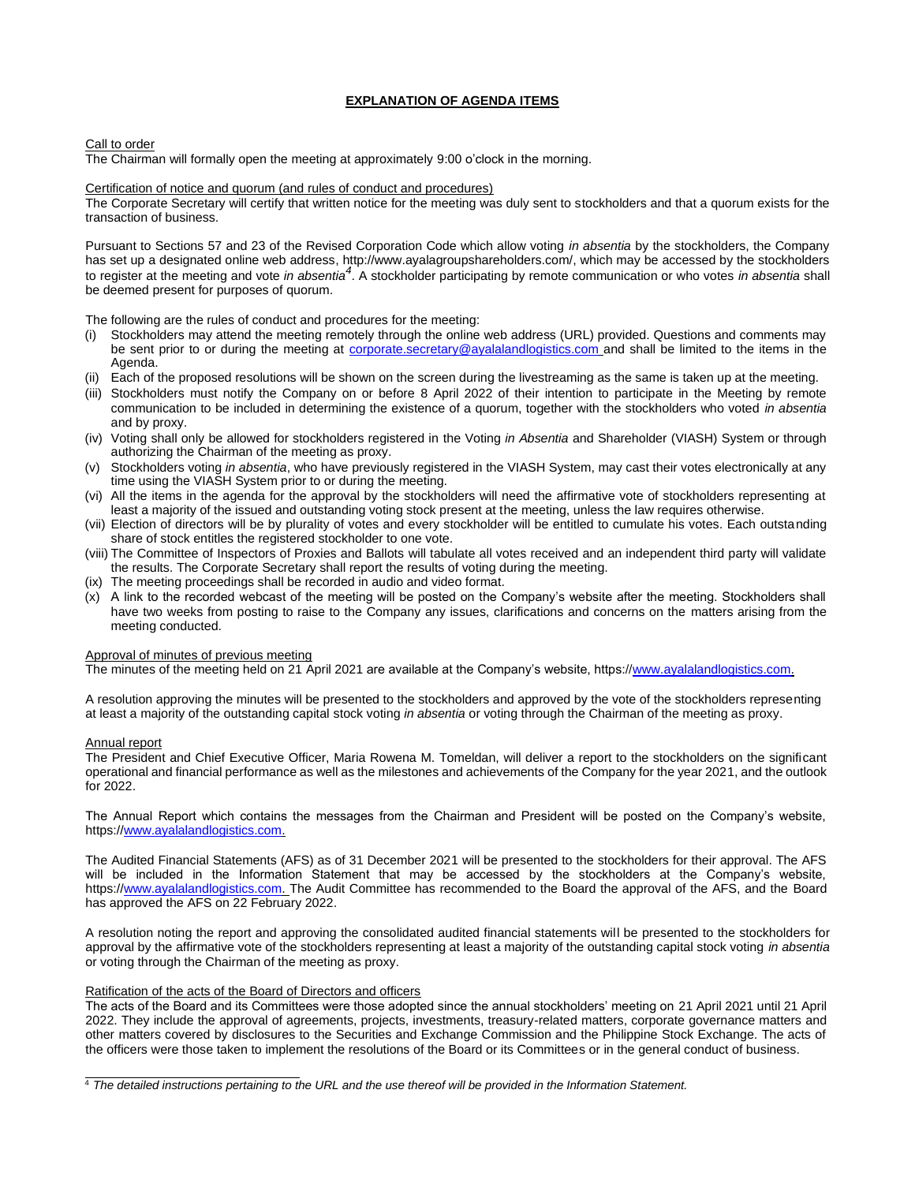## EXPLANATION OF AGENDA ITEMS

Call to order

The Chairman will formally open the meeting at approximately 9:00 o'clock in the morning.

Certification of notice and quorum (and rules of conduct and procedures)

The Corporate Secretary will certify that written notice for the meeting was duly sent to stockholders and that a quorum exists for the transaction of business.

Pursuant to Sections 57 and 23 of the Revised Corporation Code which allow voting *in absentia* by the stockholders, the Company has set up a designated online web address, http://www.ayalagroupshareholders.com/, which may be accessed by the stockholders to register at the meeting and vote *in absentia*[4]. A stockholder participating by remote communication or who votes *in absentia* shall be deemed present for purposes of quorum.

The following are the rules of conduct and procedures for the meeting:

- (i) Stockholders may attend the meeting remotely through the online web address (URL) provided. Questions and comments may be sent prior to or during the meeting at corporate.secretary@ayalalandlogistics.com and shall be limited to the items in the Agenda.
- (ii) Each of the proposed resolutions will be shown on the screen during the livestreaming as the same is taken up at the meeting.
- (iii) Stockholders must notify the Company on or before 8 April 2022 of their intention to participate in the Meeting by remote communication to be included in determining the existence of a quorum, together with the stockholders who voted *in absentia* and by proxy.
- (iv) Voting shall only be allowed for stockholders registered in the Voting *in Absentia* and Shareholder (VIASH) System or through authorizing the Chairman of the meeting as proxy.
- (v) Stockholders voting *in absentia*, who have previously registered in the VIASH System, may cast their votes electronically at any time using the VIASH System prior to or during the meeting.
- (vi) All the items in the agenda for the approval by the stockholders will need the affirmative vote of stockholders representing at least a majority of the issued and outstanding voting stock present at the meeting, unless the law requires otherwise.
- (vii) Election of directors will be by plurality of votes and every stockholder will be entitled to cumulate his votes. Each outstanding share of stock entitles the registered stockholder to one vote.
- (viii) The Committee of Inspectors of Proxies and Ballots will tabulate all votes received and an independent third party will validate the results. The Corporate Secretary shall report the results of voting during the meeting.
- (ix) The meeting proceedings shall be recorded in audio and video format.
- (x) A link to the recorded webcast of the meeting will be posted on the Company's website after the meeting. Stockholders shall have two weeks from posting to raise to the Company any issues, clarifications and concerns on the matters arising from the meeting conducted.

Approval of minutes of previous meeting

The minutes of the meeting held on 21 April 2021 are available at the Company's website, https://www.ayalalandlogistics.com.

A resolution approving the minutes will be presented to the stockholders and approved by the vote of the stockholders representing at least a majority of the outstanding capital stock voting *in absentia* or voting through the Chairman of the meeting as proxy.

Annual report

The President and Chief Executive Officer, Maria Rowena M. Tomeldan, will deliver a report to the stockholders on the significant operational and financial performance as well as the milestones and achievements of the Company for the year 2021, and the outlook for 2022.

The Annual Report which contains the messages from the Chairman and President will be posted on the Company's website, https://www.ayalalandlogistics.com.

The Audited Financial Statements (AFS) as of 31 December 2021 will be presented to the stockholders for their approval. The AFS will be included in the Information Statement that may be accessed by the stockholders at the Company's website, https://www.ayalalandlogistics.com. The Audit Committee has recommended to the Board the approval of the AFS, and the Board has approved the AFS on 22 February 2022.

A resolution noting the report and approving the consolidated audited financial statements will be presented to the stockholders for approval by the affirmative vote of the stockholders representing at least a majority of the outstanding capital stock voting *in absentia* or voting through the Chairman of the meeting as proxy.

Ratification of the acts of the Board of Directors and officers

The acts of the Board and its Committees were those adopted since the annual stockholders' meeting on 21 April 2021 until 21 April 2022. They include the approval of agreements, projects, investments, treasury-related matters, corporate governance matters and other matters covered by disclosures to the Securities and Exchange Commission and the Philippine Stock Exchange. The acts of the officers were those taken to implement the resolutions of the Board or its Committees or in the general conduct of business.

---

[4] *The detailed instructions pertaining to the URL and the use thereof will be provided in the Information Statement.*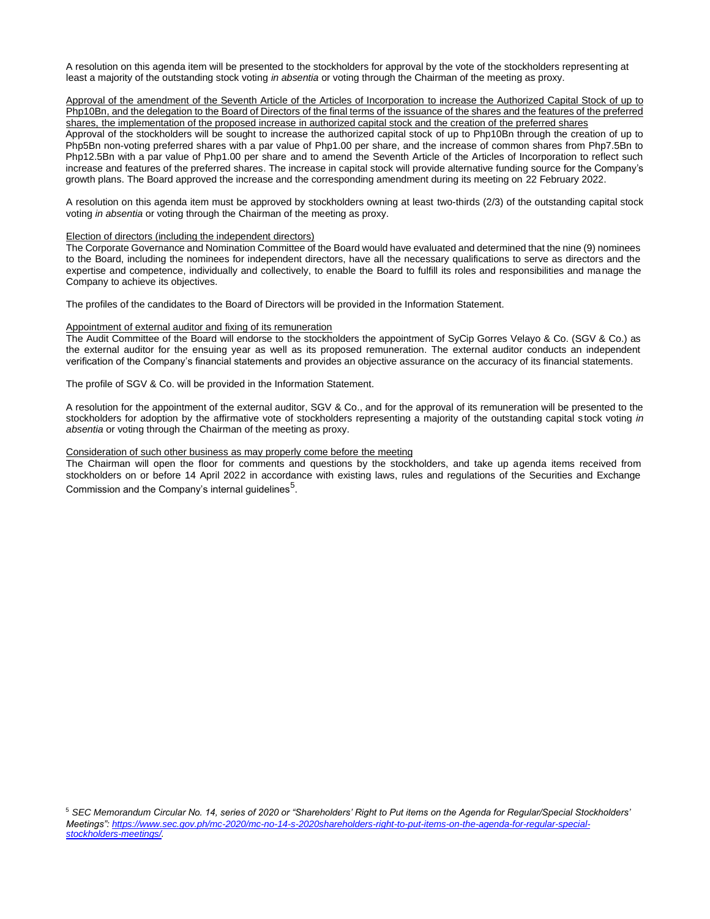A resolution on this agenda item will be presented to the stockholders for approval by the vote of the stockholders representing at least a majority of the outstanding stock voting *in absentia* or voting through the Chairman of the meeting as proxy.

Approval of the amendment of the Seventh Article of the Articles of Incorporation to increase the Authorized Capital Stock of up to Php10Bn, and the delegation to the Board of Directors of the final terms of the issuance of the shares and the features of the preferred shares, the implementation of the proposed increase in authorized capital stock and the creation of the preferred shares

Approval of the stockholders will be sought to increase the authorized capital stock of up to Php10Bn through the creation of up to Php5Bn non-voting preferred shares with a par value of Php1.00 per share, and the increase of common shares from Php7.5Bn to Php12.5Bn with a par value of Php1.00 per share and to amend the Seventh Article of the Articles of Incorporation to reflect such increase and features of the preferred shares. The increase in capital stock will provide alternative funding source for the Company's growth plans. The Board approved the increase and the corresponding amendment during its meeting on 22 February 2022.

A resolution on this agenda item must be approved by stockholders owning at least two-thirds (2/3) of the outstanding capital stock voting *in absentia* or voting through the Chairman of the meeting as proxy.

Election of directors (including the independent directors)

The Corporate Governance and Nomination Committee of the Board would have evaluated and determined that the nine (9) nominees to the Board, including the nominees for independent directors, have all the necessary qualifications to serve as directors and the expertise and competence, individually and collectively, to enable the Board to fulfill its roles and responsibilities and manage the Company to achieve its objectives.

The profiles of the candidates to the Board of Directors will be provided in the Information Statement.

Appointment of external auditor and fixing of its remuneration

The Audit Committee of the Board will endorse to the stockholders the appointment of SyCip Gorres Velayo & Co. (SGV & Co.) as the external auditor for the ensuing year as well as its proposed remuneration. The external auditor conducts an independent verification of the Company's financial statements and provides an objective assurance on the accuracy of its financial statements.

The profile of SGV & Co. will be provided in the Information Statement.

A resolution for the appointment of the external auditor, SGV & Co., and for the approval of its remuneration will be presented to the stockholders for adoption by the affirmative vote of stockholders representing a majority of the outstanding capital stock voting *in absentia* or voting through the Chairman of the meeting as proxy.

Consideration of such other business as may properly come before the meeting

The Chairman will open the floor for comments and questions by the stockholders, and take up agenda items received from stockholders on or before 14 April 2022 in accordance with existing laws, rules and regulations of the Securities and Exchange Commission and the Company's internal guidelines[5].

[5] *SEC Memorandum Circular No. 14, series of 2020 or "Shareholders' Right to Put items on the Agenda for Regular/Special Stockholders' Meetings": https://www.sec.gov.ph/mc-2020/mc-no-14-s-2020shareholders-right-to-put-items-on-the-agenda-for-regular-special-stockholders-meetings/.*